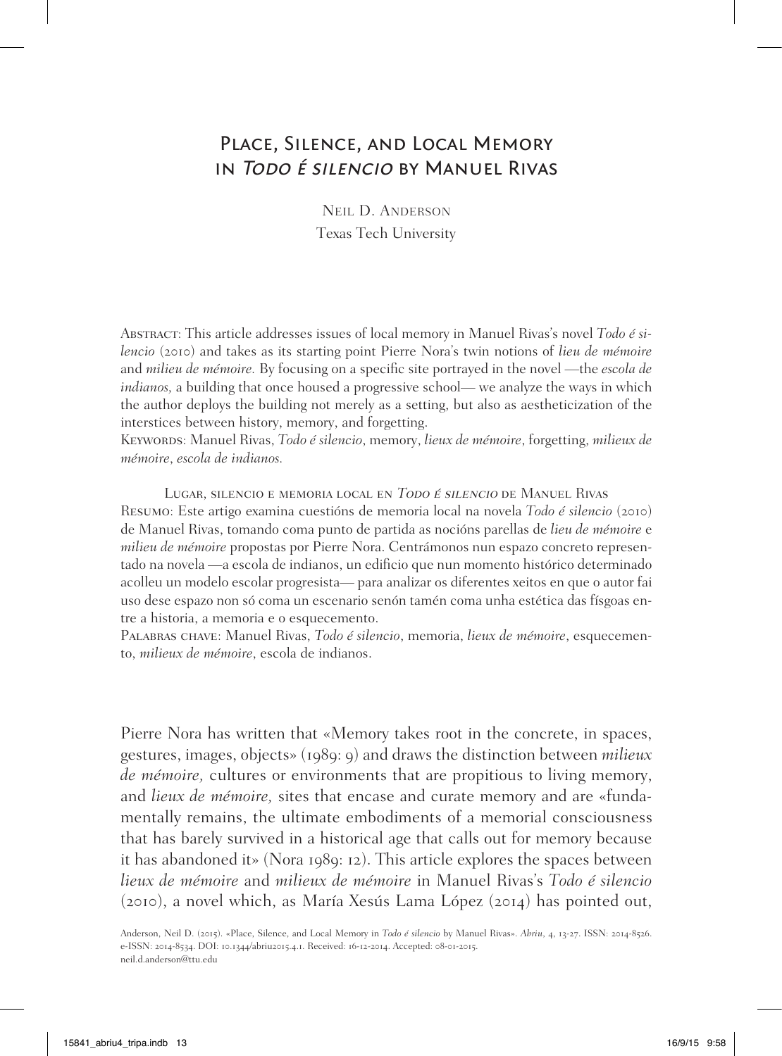# Place, Silence, and Local Memory in *Todo é silencio* by Manuel Rivas

Neil D. Anderson
Texas Tech University

Abstract: This article addresses issues of local memory in Manuel Rivas's novel *Todo é silencio* (2010) and takes as its starting point Pierre Nora's twin notions of *lieu de mémoire* and *milieu de mémoire.* By focusing on a specific site portrayed in the novel —the *escola de indianos,* a building that once housed a progressive school— we analyze the ways in which the author deploys the building not merely as a setting, but also as aestheticization of the interstices between history, memory, and forgetting.

Keywords: Manuel Rivas, *Todo é silencio*, memory, *lieux de mémoire*, forgetting, *milieux de mémoire*, *escola de indianos.*

## Lugar, silencio e memoria local en *Todo é silencio* de Manuel Rivas

Resumo: Este artigo examina cuestións de memoria local na novela *Todo é silencio* (2010) de Manuel Rivas, tomando coma punto de partida as nocións parellas de *lieu de mémoire* e *milieu de mémoire* propostas por Pierre Nora. Centrámonos nun espazo concreto representado na novela —a escola de indianos, un edificio que nun momento histórico determinado acolleu un modelo escolar progresista— para analizar os diferentes xeitos en que o autor fai uso dese espazo non só coma un escenario senón tamén coma unha estética das físgoas entre a historia, a memoria e o esquecemento.

Palabras chave: Manuel Rivas, *Todo é silencio*, memoria, *lieux de mémoire*, esquecemento, *milieux de mémoire*, escola de indianos.

Pierre Nora has written that «Memory takes root in the concrete, in spaces, gestures, images, objects» (1989: 9) and draws the distinction between *milieux de mémoire,* cultures or environments that are propitious to living memory, and *lieux de mémoire,* sites that encase and curate memory and are «fundamentally remains, the ultimate embodiments of a memorial consciousness that has barely survived in a historical age that calls out for memory because it has abandoned it» (Nora 1989: 12). This article explores the spaces between *lieux de mémoire* and *milieux de mémoire* in Manuel Rivas's *Todo é silencio* (2010), a novel which, as María Xesús Lama López (2014) has pointed out,

Anderson, Neil D. (2015). «Place, Silence, and Local Memory in *Todo é silencio* by Manuel Rivas». *Abriu*, 4, 13-27. ISSN: 2014-8526. e-ISSN: 2014-8534. DOI: 10.1344/abriu2015.4.1. Received: 16-12-2014. Accepted: 08-01-2015.
neil.d.anderson@ttu.edu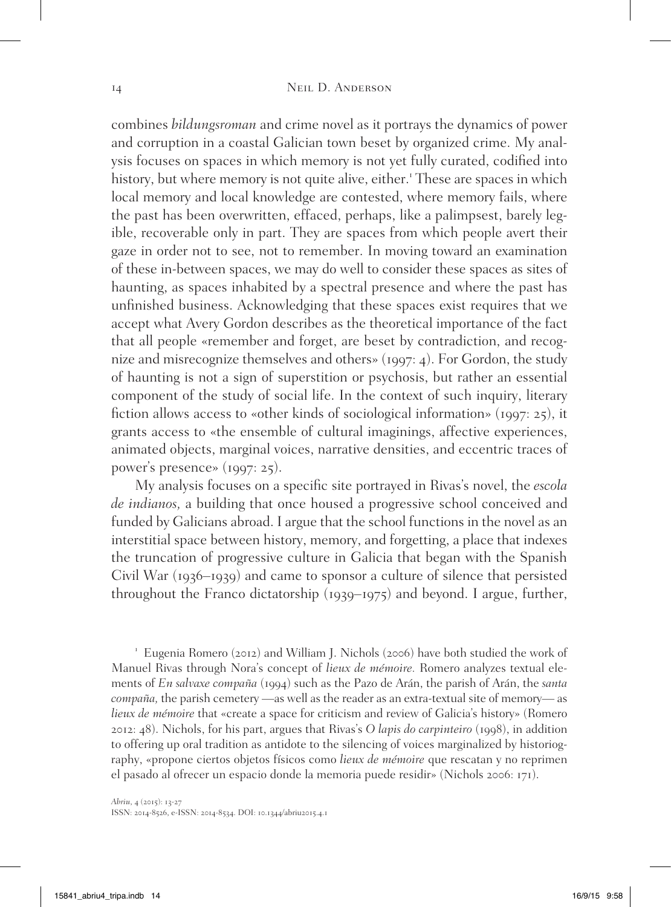combines *bildungsroman* and crime novel as it portrays the dynamics of power and corruption in a coastal Galician town beset by organized crime. My analysis focuses on spaces in which memory is not yet fully curated, codified into history, but where memory is not quite alive, either.[1] These are spaces in which local memory and local knowledge are contested, where memory fails, where the past has been overwritten, effaced, perhaps, like a palimpsest, barely legible, recoverable only in part. They are spaces from which people avert their gaze in order not to see, not to remember. In moving toward an examination of these in-between spaces, we may do well to consider these spaces as sites of haunting, as spaces inhabited by a spectral presence and where the past has unfinished business. Acknowledging that these spaces exist requires that we accept what Avery Gordon describes as the theoretical importance of the fact that all people «remember and forget, are beset by contradiction, and recognize and misrecognize themselves and others» (1997: 4). For Gordon, the study of haunting is not a sign of superstition or psychosis, but rather an essential component of the study of social life. In the context of such inquiry, literary fiction allows access to «other kinds of sociological information» (1997: 25), it grants access to «the ensemble of cultural imaginings, affective experiences, animated objects, marginal voices, narrative densities, and eccentric traces of power's presence» (1997: 25).

My analysis focuses on a specific site portrayed in Rivas's novel, the *escola de indianos,* a building that once housed a progressive school conceived and funded by Galicians abroad. I argue that the school functions in the novel as an interstitial space between history, memory, and forgetting, a place that indexes the truncation of progressive culture in Galicia that began with the Spanish Civil War (1936–1939) and came to sponsor a culture of silence that persisted throughout the Franco dictatorship (1939–1975) and beyond. I argue, further,

[1] Eugenia Romero (2012) and William J. Nichols (2006) have both studied the work of Manuel Rivas through Nora's concept of *lieux de mémoire.* Romero analyzes textual elements of *En salvaxe compaña* (1994) such as the Pazo de Arán, the parish of Arán, the *santa compaña,* the parish cemetery —as well as the reader as an extra-textual site of memory— as *lieux de mémoire* that «create a space for criticism and review of Galicia's history» (Romero 2012: 48). Nichols, for his part, argues that Rivas's *O lapis do carpinteiro* (1998), in addition to offering up oral tradition as antidote to the silencing of voices marginalized by historiography, «propone ciertos objetos físicos como *lieux de mémoire* que rescatan y no reprimen el pasado al ofrecer un espacio donde la memoria puede residir» (Nichols 2006: 171).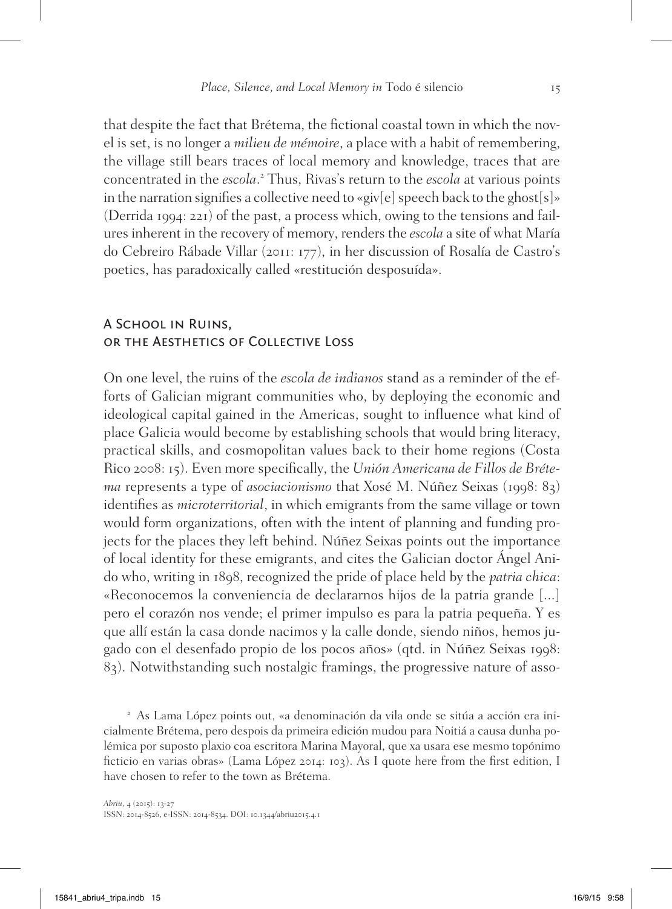that despite the fact that Brétema, the fictional coastal town in which the novel is set, is no longer a *milieu de mémoire*, a place with a habit of remembering, the village still bears traces of local memory and knowledge, traces that are concentrated in the *escola*.[2] Thus, Rivas's return to the *escola* at various points in the narration signifies a collective need to «giv[e] speech back to the ghost[s]» (Derrida 1994: 221) of the past, a process which, owing to the tensions and failures inherent in the recovery of memory, renders the *escola* a site of what María do Cebreiro Rábade Villar (2011: 177), in her discussion of Rosalía de Castro's poetics, has paradoxically called «restitución desposuída».

## A School in Ruins, or the Aesthetics of Collective Loss

On one level, the ruins of the *escola de indianos* stand as a reminder of the efforts of Galician migrant communities who, by deploying the economic and ideological capital gained in the Americas, sought to influence what kind of place Galicia would become by establishing schools that would bring literacy, practical skills, and cosmopolitan values back to their home regions (Costa Rico 2008: 15). Even more specifically, the *Unión Americana de Fillos de Brétema* represents a type of *asociacionismo* that Xosé M. Núñez Seixas (1998: 83) identifies as *microterritorial*, in which emigrants from the same village or town would form organizations, often with the intent of planning and funding projects for the places they left behind. Núñez Seixas points out the importance of local identity for these emigrants, and cites the Galician doctor Ángel Anido who, writing in 1898, recognized the pride of place held by the *patria chica*: «Reconocemos la conveniencia de declararnos hijos de la patria grande [...] pero el corazón nos vende; el primer impulso es para la patria pequeña. Y es que allí están la casa donde nacimos y la calle donde, siendo niños, hemos jugado con el desenfado propio de los pocos años» (qtd. in Núñez Seixas 1998: 83). Notwithstanding such nostalgic framings, the progressive nature of asso-

[2] As Lama López points out, «a denominación da vila onde se sitúa a acción era inicialmente Brétema, pero despois da primeira edición mudou para Noitiá a causa dunha polémica por suposto plaxio coa escritora Marina Mayoral, que xa usara ese mesmo topónimo ficticio en varias obras» (Lama López 2014: 103). As I quote here from the first edition, I have chosen to refer to the town as Brétema.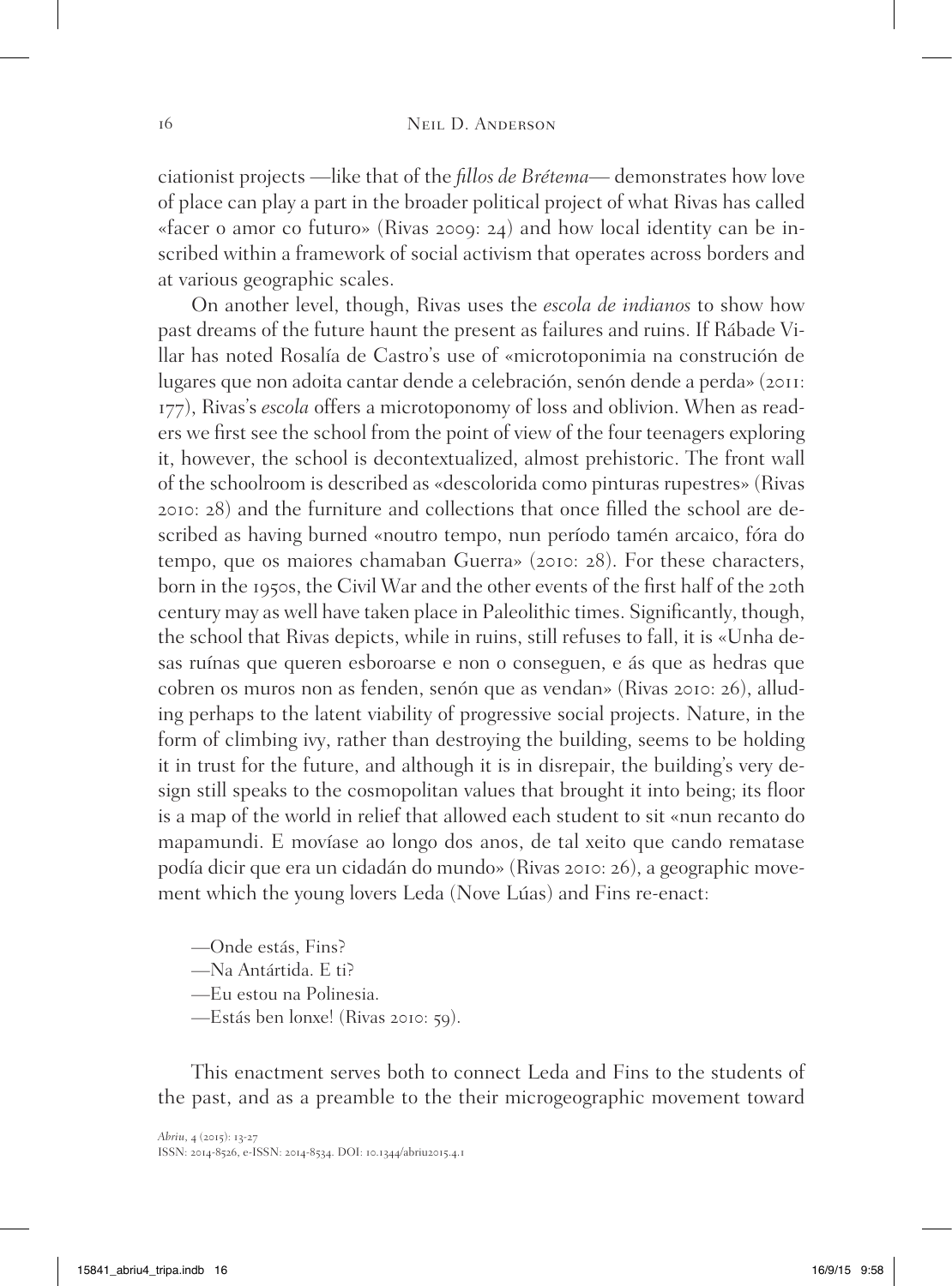ciationist projects —like that of the *fillos de Brétema*— demonstrates how love of place can play a part in the broader political project of what Rivas has called «facer o amor co futuro» (Rivas 2009: 24) and how local identity can be inscribed within a framework of social activism that operates across borders and at various geographic scales.

On another level, though, Rivas uses the *escola de indianos* to show how past dreams of the future haunt the present as failures and ruins. If Rábade Villar has noted Rosalía de Castro's use of «microtoponimia na construción de lugares que non adoita cantar dende a celebración, senón dende a perda» (2011: 177), Rivas's *escola* offers a microtoponomy of loss and oblivion. When as readers we first see the school from the point of view of the four teenagers exploring it, however, the school is decontextualized, almost prehistoric. The front wall of the schoolroom is described as «descolorida como pinturas rupestres» (Rivas 2010: 28) and the furniture and collections that once filled the school are described as having burned «noutro tempo, nun período tamén arcaico, fóra do tempo, que os maiores chamaban Guerra» (2010: 28). For these characters, born in the 1950s, the Civil War and the other events of the first half of the 20th century may as well have taken place in Paleolithic times. Significantly, though, the school that Rivas depicts, while in ruins, still refuses to fall, it is «Unha desas ruínas que queren esboroarse e non o conseguen, e ás que as hedras que cobren os muros non as fenden, senón que as vendan» (Rivas 2010: 26), alluding perhaps to the latent viability of progressive social projects. Nature, in the form of climbing ivy, rather than destroying the building, seems to be holding it in trust for the future, and although it is in disrepair, the building's very design still speaks to the cosmopolitan values that brought it into being; its floor is a map of the world in relief that allowed each student to sit «nun recanto do mapamundi. E movíase ao longo dos anos, de tal xeito que cando rematase podía dicir que era un cidadán do mundo» (Rivas 2010: 26), a geographic movement which the young lovers Leda (Nove Lúas) and Fins re-enact:

—Onde estás, Fins?
—Na Antártida. E ti?
—Eu estou na Polinesia.
—Estás ben lonxe! (Rivas 2010: 59).

This enactment serves both to connect Leda and Fins to the students of the past, and as a preamble to the their microgeographic movement toward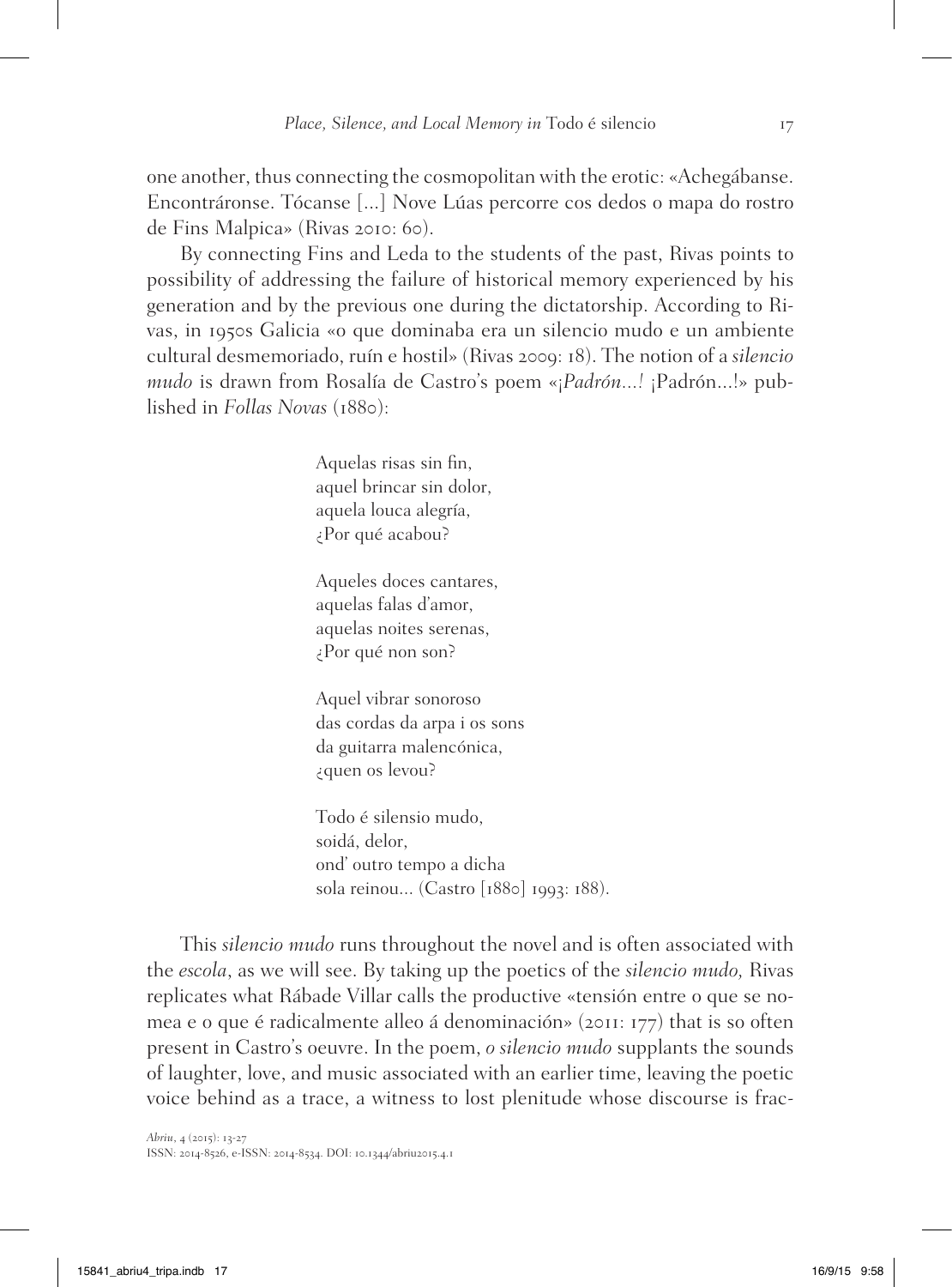one another, thus connecting the cosmopolitan with the erotic: «Achegábanse. Encontráronse. Tócanse [...] Nove Lúas percorre cos dedos o mapa do rostro de Fins Malpica» (Rivas 2010: 60).

By connecting Fins and Leda to the students of the past, Rivas points to possibility of addressing the failure of historical memory experienced by his generation and by the previous one during the dictatorship. According to Rivas, in 1950s Galicia «o que dominaba era un silencio mudo e un ambiente cultural desmemoriado, ruín e hostil» (Rivas 2009: 18). The notion of a *silencio mudo* is drawn from Rosalía de Castro's poem «*¡Padrón...!* ¡Padrón...!» published in *Follas Novas* (1880):

> Aquelas risas sin fin,
> aquel brincar sin dolor,
> aquela louca alegría,
> ¿Por qué acabou?
>
> Aqueles doces cantares,
> aquelas falas d'amor,
> aquelas noites serenas,
> ¿Por qué non son?
>
> Aquel vibrar sonoroso
> das cordas da arpa i os sons
> da guitarra malencónica,
> ¿quen os levou?
>
> Todo é silensio mudo,
> soidá, delor,
> ond' outro tempo a dicha
> sola reinou... (Castro [1880] 1993: 188).

This *silencio mudo* runs throughout the novel and is often associated with the *escola*, as we will see. By taking up the poetics of the *silencio mudo,* Rivas replicates what Rábade Villar calls the productive «tensión entre o que se nomea e o que é radicalmente alleo á denominación» (2011: 177) that is so often present in Castro's oeuvre. In the poem, *o silencio mudo* supplants the sounds of laughter, love, and music associated with an earlier time, leaving the poetic voice behind as a trace, a witness to lost plenitude whose discourse is frac-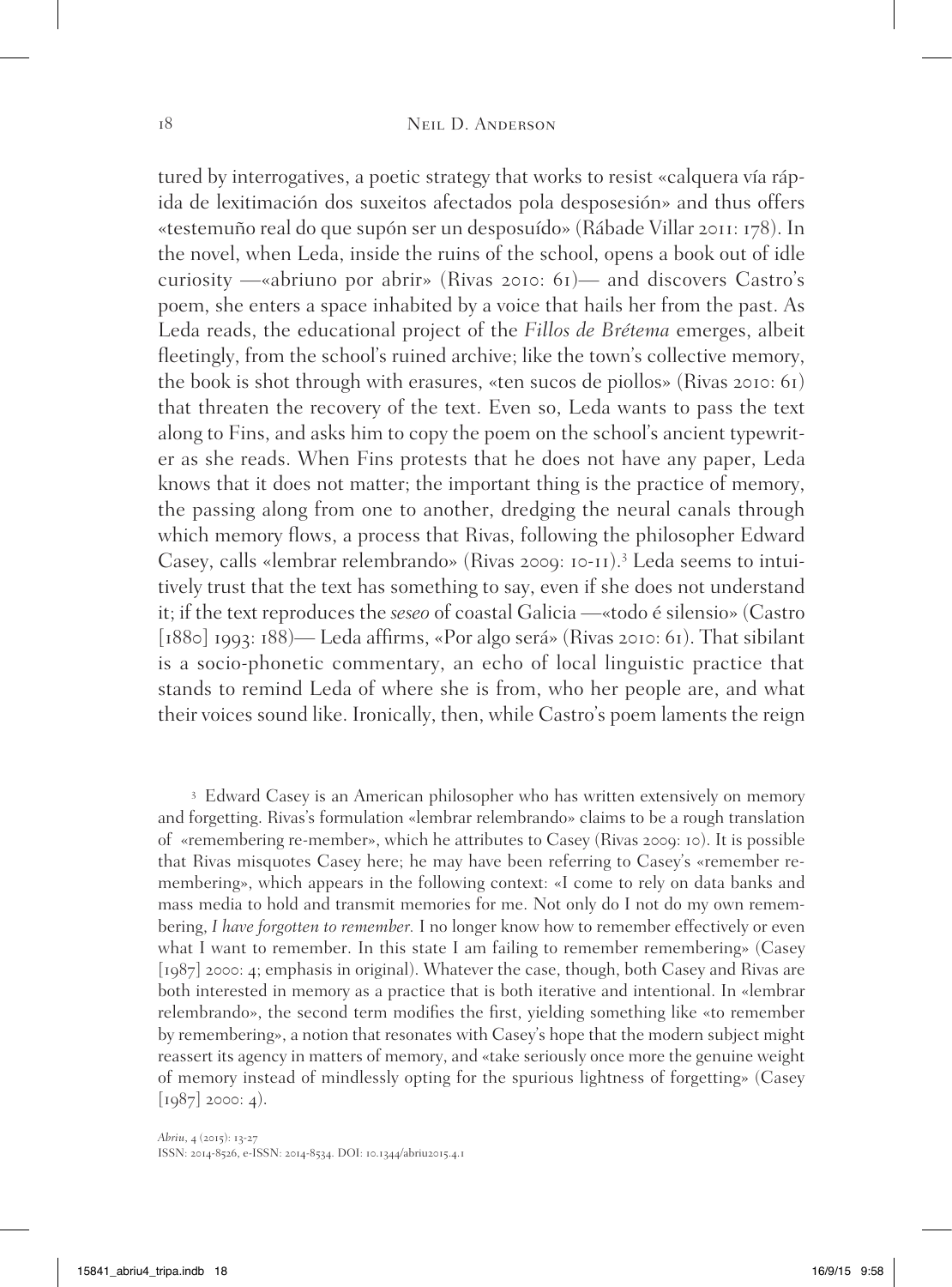tured by interrogatives, a poetic strategy that works to resist «calquera vía rápida de lexitimación dos suxeitos afectados pola desposesión» and thus offers «testemuño real do que supón ser un desposuído» (Rábade Villar 2011: 178). In the novel, when Leda, inside the ruins of the school, opens a book out of idle curiosity —«abriuno por abrir» (Rivas 2010: 61)— and discovers Castro's poem, she enters a space inhabited by a voice that hails her from the past. As Leda reads, the educational project of the *Fillos de Brétema* emerges, albeit fleetingly, from the school's ruined archive; like the town's collective memory, the book is shot through with erasures, «ten sucos de piollos» (Rivas 2010: 61) that threaten the recovery of the text. Even so, Leda wants to pass the text along to Fins, and asks him to copy the poem on the school's ancient typewriter as she reads. When Fins protests that he does not have any paper, Leda knows that it does not matter; the important thing is the practice of memory, the passing along from one to another, dredging the neural canals through which memory flows, a process that Rivas, following the philosopher Edward Casey, calls «lembrar relembrando» (Rivas 2009: 10-11).[3] Leda seems to intuitively trust that the text has something to say, even if she does not understand it; if the text reproduces the *seseo* of coastal Galicia —«todo é silensio» (Castro [1880] 1993: 188)— Leda affirms, «Por algo será» (Rivas 2010: 61). That sibilant is a socio-phonetic commentary, an echo of local linguistic practice that stands to remind Leda of where she is from, who her people are, and what their voices sound like. Ironically, then, while Castro's poem laments the reign

[3] Edward Casey is an American philosopher who has written extensively on memory and forgetting. Rivas's formulation «lembrar relembrando» claims to be a rough translation of «remembering re-member», which he attributes to Casey (Rivas 2009: 10). It is possible that Rivas misquotes Casey here; he may have been referring to Casey's «remember remembering», which appears in the following context: «I come to rely on data banks and mass media to hold and transmit memories for me. Not only do I not do my own remembering, *I have forgotten to remember.* I no longer know how to remember effectively or even what I want to remember. In this state I am failing to remember remembering» (Casey [1987] 2000: 4; emphasis in original). Whatever the case, though, both Casey and Rivas are both interested in memory as a practice that is both iterative and intentional. In «lembrar relembrando», the second term modifies the first, yielding something like «to remember by remembering», a notion that resonates with Casey's hope that the modern subject might reassert its agency in matters of memory, and «take seriously once more the genuine weight of memory instead of mindlessly opting for the spurious lightness of forgetting» (Casey [1987] 2000: 4).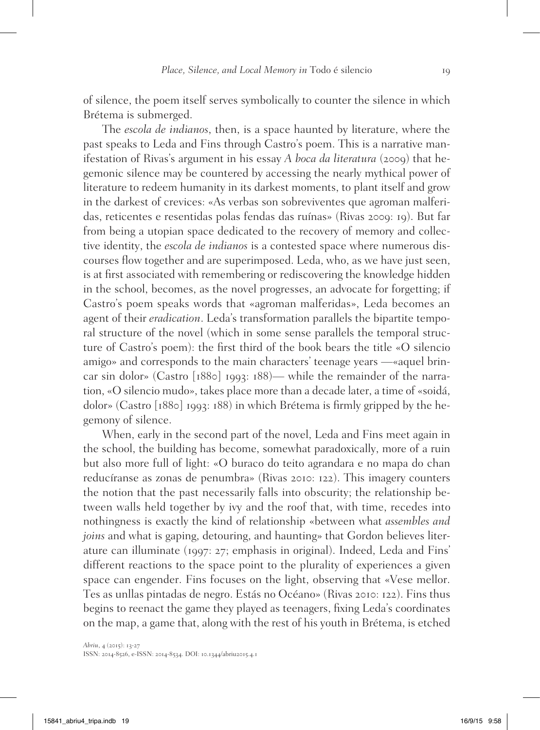of silence, the poem itself serves symbolically to counter the silence in which Brétema is submerged.

The *escola de indianos*, then, is a space haunted by literature, where the past speaks to Leda and Fins through Castro's poem. This is a narrative manifestation of Rivas's argument in his essay *A boca da literatura* (2009) that hegemonic silence may be countered by accessing the nearly mythical power of literature to redeem humanity in its darkest moments, to plant itself and grow in the darkest of crevices: «As verbas son sobreviventes que agroman malferidas, reticentes e resentidas polas fendas das ruínas» (Rivas 2009: 19). But far from being a utopian space dedicated to the recovery of memory and collective identity, the *escola de indianos* is a contested space where numerous discourses flow together and are superimposed. Leda, who, as we have just seen, is at first associated with remembering or rediscovering the knowledge hidden in the school, becomes, as the novel progresses, an advocate for forgetting; if Castro's poem speaks words that «agroman malferidas», Leda becomes an agent of their *eradication*. Leda's transformation parallels the bipartite temporal structure of the novel (which in some sense parallels the temporal structure of Castro's poem): the first third of the book bears the title «O silencio amigo» and corresponds to the main characters' teenage years —«aquel brincar sin dolor» (Castro [1880] 1993: 188)— while the remainder of the narration, «O silencio mudo», takes place more than a decade later, a time of «soidá, dolor» (Castro [1880] 1993: 188) in which Brétema is firmly gripped by the hegemony of silence.

When, early in the second part of the novel, Leda and Fins meet again in the school, the building has become, somewhat paradoxically, more of a ruin but also more full of light: «O buraco do teito agrandara e no mapa do chan reducíranse as zonas de penumbra» (Rivas 2010: 122). This imagery counters the notion that the past necessarily falls into obscurity; the relationship between walls held together by ivy and the roof that, with time, recedes into nothingness is exactly the kind of relationship «between what *assembles and joins* and what is gaping, detouring, and haunting» that Gordon believes literature can illuminate (1997: 27; emphasis in original). Indeed, Leda and Fins' different reactions to the space point to the plurality of experiences a given space can engender. Fins focuses on the light, observing that «Vese mellor. Tes as unllas pintadas de negro. Estás no Océano» (Rivas 2010: 122). Fins thus begins to reenact the game they played as teenagers, fixing Leda's coordinates on the map, a game that, along with the rest of his youth in Brétema, is etched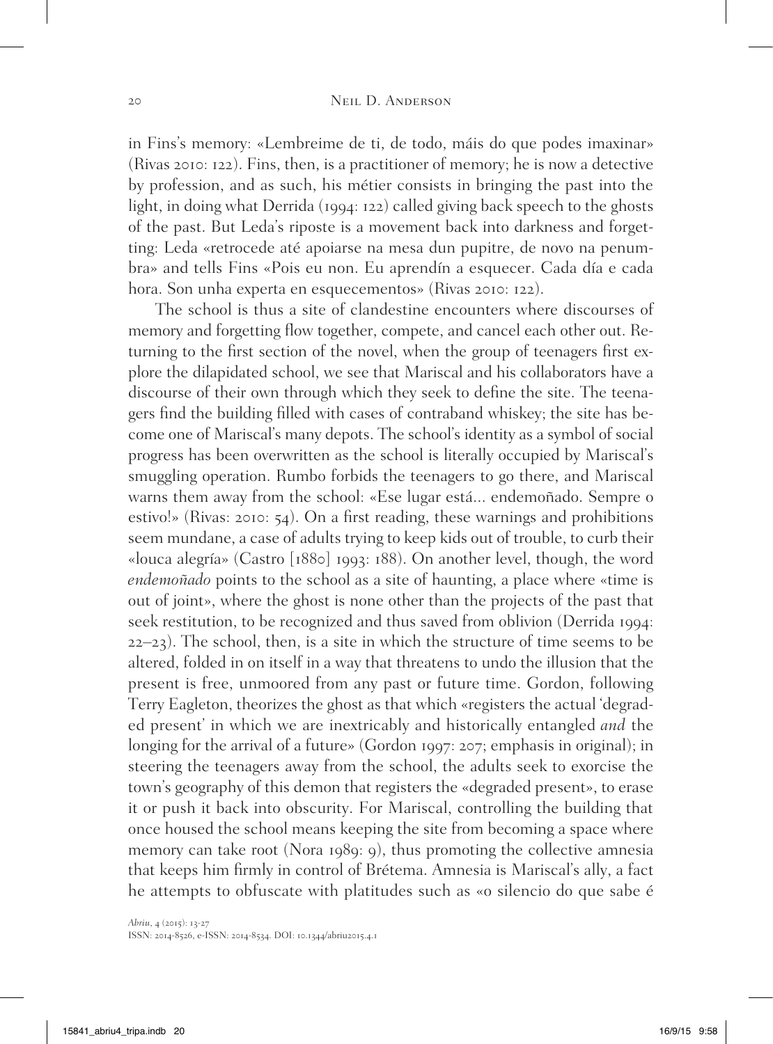in Fins's memory: «Lembreime de ti, de todo, máis do que podes imaxinar» (Rivas 2010: 122). Fins, then, is a practitioner of memory; he is now a detective by profession, and as such, his métier consists in bringing the past into the light, in doing what Derrida (1994: 122) called giving back speech to the ghosts of the past. But Leda's riposte is a movement back into darkness and forgetting: Leda «retrocede até apoiarse na mesa dun pupitre, de novo na penumbra» and tells Fins «Pois eu non. Eu aprendín a esquecer. Cada día e cada hora. Son unha experta en esquecementos» (Rivas 2010: 122).

The school is thus a site of clandestine encounters where discourses of memory and forgetting flow together, compete, and cancel each other out. Returning to the first section of the novel, when the group of teenagers first explore the dilapidated school, we see that Mariscal and his collaborators have a discourse of their own through which they seek to define the site. The teenagers find the building filled with cases of contraband whiskey; the site has become one of Mariscal's many depots. The school's identity as a symbol of social progress has been overwritten as the school is literally occupied by Mariscal's smuggling operation. Rumbo forbids the teenagers to go there, and Mariscal warns them away from the school: «Ese lugar está... endemoñado. Sempre o estivo!» (Rivas: 2010: 54). On a first reading, these warnings and prohibitions seem mundane, a case of adults trying to keep kids out of trouble, to curb their «louca alegría» (Castro [1880] 1993: 188). On another level, though, the word *endemoñado* points to the school as a site of haunting, a place where «time is out of joint», where the ghost is none other than the projects of the past that seek restitution, to be recognized and thus saved from oblivion (Derrida 1994: 22–23). The school, then, is a site in which the structure of time seems to be altered, folded in on itself in a way that threatens to undo the illusion that the present is free, unmoored from any past or future time. Gordon, following Terry Eagleton, theorizes the ghost as that which «registers the actual 'degraded present' in which we are inextricably and historically entangled *and* the longing for the arrival of a future» (Gordon 1997: 207; emphasis in original); in steering the teenagers away from the school, the adults seek to exorcise the town's geography of this demon that registers the «degraded present», to erase it or push it back into obscurity. For Mariscal, controlling the building that once housed the school means keeping the site from becoming a space where memory can take root (Nora 1989: 9), thus promoting the collective amnesia that keeps him firmly in control of Brétema. Amnesia is Mariscal's ally, a fact he attempts to obfuscate with platitudes such as «o silencio do que sabe é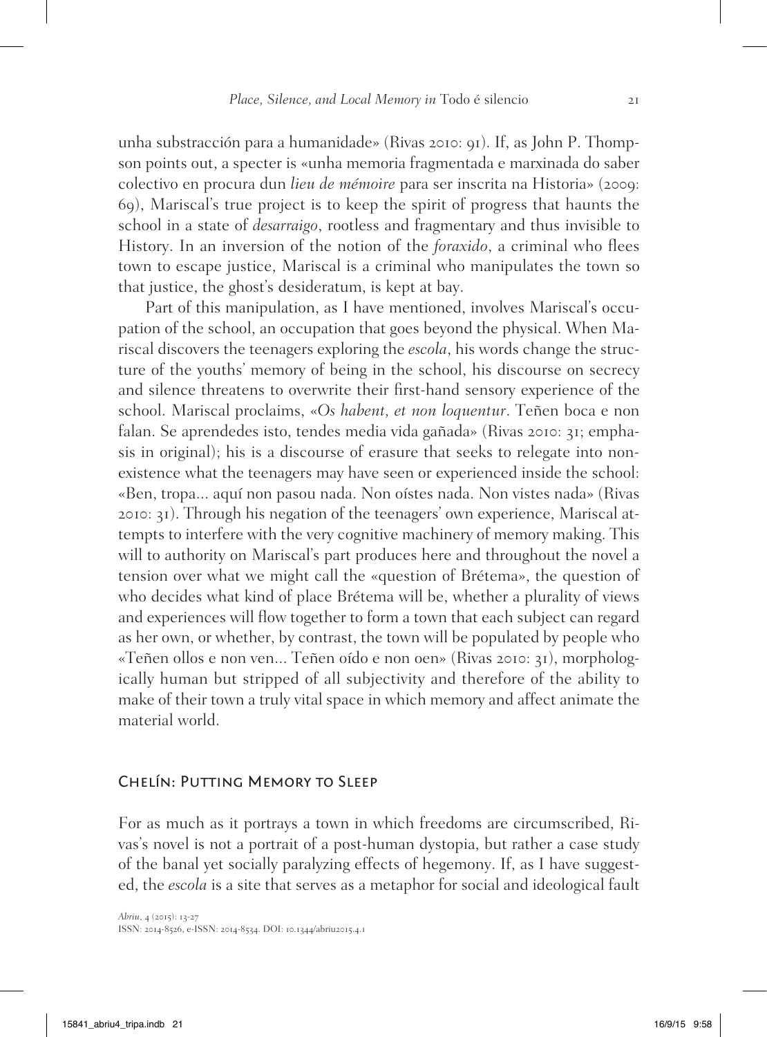unha substracción para a humanidade» (Rivas 2010: 91). If, as John P. Thompson points out, a specter is «unha memoria fragmentada e marxinada do saber colectivo en procura dun *lieu de mémoire* para ser inscrita na Historia» (2009: 69), Mariscal's true project is to keep the spirit of progress that haunts the school in a state of *desarraigo*, rootless and fragmentary and thus invisible to History. In an inversion of the notion of the *foraxido*, a criminal who flees town to escape justice, Mariscal is a criminal who manipulates the town so that justice, the ghost's desideratum, is kept at bay.

Part of this manipulation, as I have mentioned, involves Mariscal's occupation of the school, an occupation that goes beyond the physical. When Mariscal discovers the teenagers exploring the *escola*, his words change the structure of the youths' memory of being in the school, his discourse on secrecy and silence threatens to overwrite their first-hand sensory experience of the school. Mariscal proclaims, «*Os habent, et non loquentur*. Teñen boca e non falan. Se aprendedes isto, tendes media vida gañada» (Rivas 2010: 31; emphasis in original); his is a discourse of erasure that seeks to relegate into nonexistence what the teenagers may have seen or experienced inside the school: «Ben, tropa... aquí non pasou nada. Non oístes nada. Non vistes nada» (Rivas 2010: 31). Through his negation of the teenagers' own experience, Mariscal attempts to interfere with the very cognitive machinery of memory making. This will to authority on Mariscal's part produces here and throughout the novel a tension over what we might call the «question of Brétema», the question of who decides what kind of place Brétema will be, whether a plurality of views and experiences will flow together to form a town that each subject can regard as her own, or whether, by contrast, the town will be populated by people who «Teñen ollos e non ven... Teñen oído e non oen» (Rivas 2010: 31), morphologically human but stripped of all subjectivity and therefore of the ability to make of their town a truly vital space in which memory and affect animate the material world.

## Chelín: Putting Memory to Sleep

For as much as it portrays a town in which freedoms are circumscribed, Rivas's novel is not a portrait of a post-human dystopia, but rather a case study of the banal yet socially paralyzing effects of hegemony. If, as I have suggested, the *escola* is a site that serves as a metaphor for social and ideological fault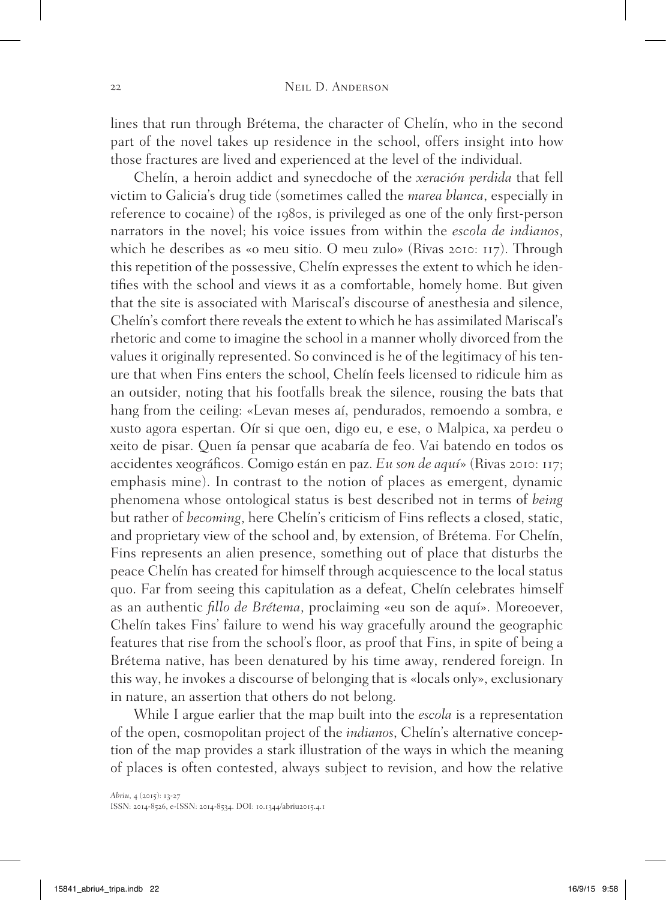lines that run through Brétema, the character of Chelín, who in the second part of the novel takes up residence in the school, offers insight into how those fractures are lived and experienced at the level of the individual.

Chelín, a heroin addict and synecdoche of the *xeración perdida* that fell victim to Galicia's drug tide (sometimes called the *marea blanca*, especially in reference to cocaine) of the 1980s, is privileged as one of the only first-person narrators in the novel; his voice issues from within the *escola de indianos*, which he describes as «o meu sitio. O meu zulo» (Rivas 2010: 117). Through this repetition of the possessive, Chelín expresses the extent to which he identifies with the school and views it as a comfortable, homely home. But given that the site is associated with Mariscal's discourse of anesthesia and silence, Chelín's comfort there reveals the extent to which he has assimilated Mariscal's rhetoric and come to imagine the school in a manner wholly divorced from the values it originally represented. So convinced is he of the legitimacy of his tenure that when Fins enters the school, Chelín feels licensed to ridicule him as an outsider, noting that his footfalls break the silence, rousing the bats that hang from the ceiling: «Levan meses aí, pendurados, remoendo a sombra, e xusto agora espertan. Oír si que oen, digo eu, e ese, o Malpica, xa perdeu o xeito de pisar. Quen ía pensar que acabaría de feo. Vai batendo en todos os accidentes xeográficos. Comigo están en paz. *Eu son de aquí*» (Rivas 2010: 117; emphasis mine). In contrast to the notion of places as emergent, dynamic phenomena whose ontological status is best described not in terms of *being* but rather of *becoming*, here Chelín's criticism of Fins reflects a closed, static, and proprietary view of the school and, by extension, of Brétema. For Chelín, Fins represents an alien presence, something out of place that disturbs the peace Chelín has created for himself through acquiescence to the local status quo. Far from seeing this capitulation as a defeat, Chelín celebrates himself as an authentic *fillo de Brétema*, proclaiming «eu son de aquí». Moreoever, Chelín takes Fins' failure to wend his way gracefully around the geographic features that rise from the school's floor, as proof that Fins, in spite of being a Brétema native, has been denatured by his time away, rendered foreign. In this way, he invokes a discourse of belonging that is «locals only», exclusionary in nature, an assertion that others do not belong.

While I argue earlier that the map built into the *escola* is a representation of the open, cosmopolitan project of the *indianos*, Chelín's alternative conception of the map provides a stark illustration of the ways in which the meaning of places is often contested, always subject to revision, and how the relative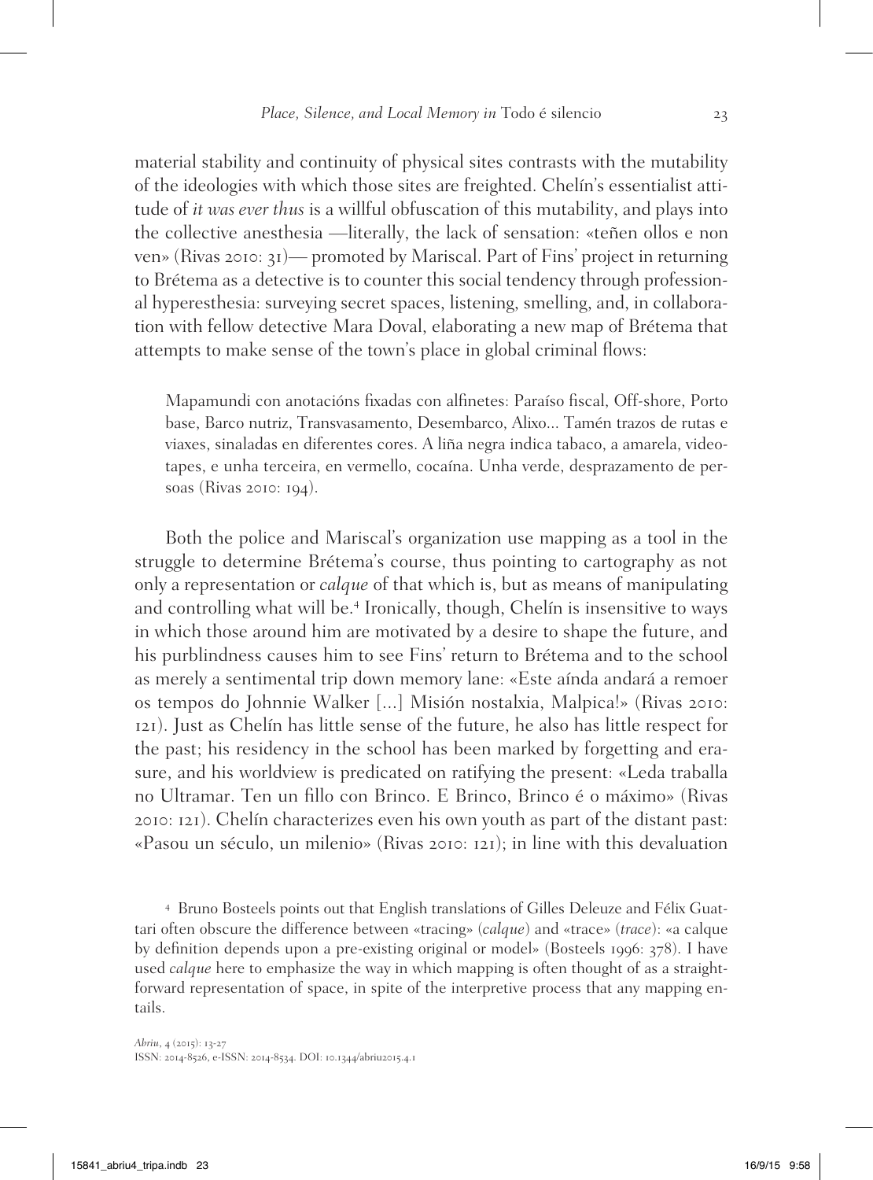material stability and continuity of physical sites contrasts with the mutability of the ideologies with which those sites are freighted. Chelín's essentialist attitude of *it was ever thus* is a willful obfuscation of this mutability, and plays into the collective anesthesia —literally, the lack of sensation: «teñen ollos e non ven» (Rivas 2010: 31)— promoted by Mariscal. Part of Fins' project in returning to Brétema as a detective is to counter this social tendency through professional hyperesthesia: surveying secret spaces, listening, smelling, and, in collaboration with fellow detective Mara Doval, elaborating a new map of Brétema that attempts to make sense of the town's place in global criminal flows:

> Mapamundi con anotacións fixadas con alfinetes: Paraíso fiscal, Off-shore, Porto base, Barco nutriz, Transvasamento, Desembarco, Alixo... Tamén trazos de rutas e viaxes, sinaladas en diferentes cores. A liña negra indica tabaco, a amarela, videotapes, e unha terceira, en vermello, cocaína. Unha verde, desprazamento de persoas (Rivas 2010: 194).

Both the police and Mariscal's organization use mapping as a tool in the struggle to determine Brétema's course, thus pointing to cartography as not only a representation or *calque* of that which is, but as means of manipulating and controlling what will be.[4] Ironically, though, Chelín is insensitive to ways in which those around him are motivated by a desire to shape the future, and his purblindness causes him to see Fins' return to Brétema and to the school as merely a sentimental trip down memory lane: «Este aínda andará a remoer os tempos do Johnnie Walker [...] Misión nostalxia, Malpica!» (Rivas 2010: 121). Just as Chelín has little sense of the future, he also has little respect for the past; his residency in the school has been marked by forgetting and erasure, and his worldview is predicated on ratifying the present: «Leda traballa no Ultramar. Ten un fillo con Brinco. E Brinco, Brinco é o máximo» (Rivas 2010: 121). Chelín characterizes even his own youth as part of the distant past: «Pasou un século, un milenio» (Rivas 2010: 121); in line with this devaluation

[4] Bruno Bosteels points out that English translations of Gilles Deleuze and Félix Guattari often obscure the difference between «tracing» (*calque*) and «trace» (*trace*): «a calque by definition depends upon a pre-existing original or model» (Bosteels 1996: 378). I have used *calque* here to emphasize the way in which mapping is often thought of as a straightforward representation of space, in spite of the interpretive process that any mapping entails.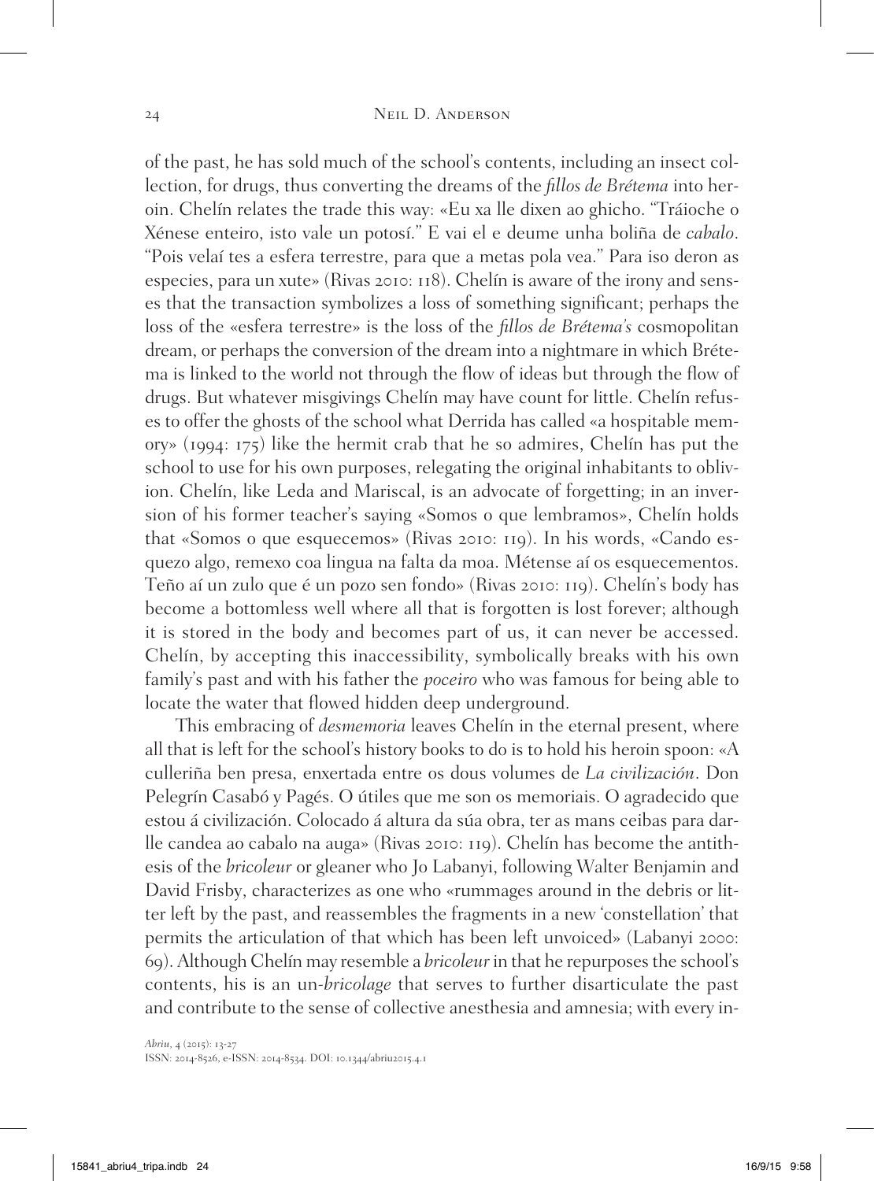of the past, he has sold much of the school's contents, including an insect collection, for drugs, thus converting the dreams of the *fillos de Brétema* into heroin. Chelín relates the trade this way: «Eu xa lle dixen ao ghicho. "Tráioche o Xénese enteiro, isto vale un potosí." E vai el e deume unha boliña de *cabalo*. "Pois velaí tes a esfera terrestre, para que a metas pola vea." Para iso deron as especies, para un xute» (Rivas 2010: 118). Chelín is aware of the irony and senses that the transaction symbolizes a loss of something significant; perhaps the loss of the «esfera terrestre» is the loss of the *fillos de Brétema's* cosmopolitan dream, or perhaps the conversion of the dream into a nightmare in which Brétema is linked to the world not through the flow of ideas but through the flow of drugs. But whatever misgivings Chelín may have count for little. Chelín refuses to offer the ghosts of the school what Derrida has called «a hospitable memory» (1994: 175) like the hermit crab that he so admires, Chelín has put the school to use for his own purposes, relegating the original inhabitants to oblivion. Chelín, like Leda and Mariscal, is an advocate of forgetting; in an inversion of his former teacher's saying «Somos o que lembramos», Chelín holds that «Somos o que esquecemos» (Rivas 2010: 119). In his words, «Cando esquezo algo, remexo coa lingua na falta da moa. Métense aí os esquecementos. Teño aí un zulo que é un pozo sen fondo» (Rivas 2010: 119). Chelín's body has become a bottomless well where all that is forgotten is lost forever; although it is stored in the body and becomes part of us, it can never be accessed. Chelín, by accepting this inaccessibility, symbolically breaks with his own family's past and with his father the *poceiro* who was famous for being able to locate the water that flowed hidden deep underground.

This embracing of *desmemoria* leaves Chelín in the eternal present, where all that is left for the school's history books to do is to hold his heroin spoon: «A culleriña ben presa, enxertada entre os dous volumes de *La civilización*. Don Pelegrín Casabó y Pagés. O útiles que me son os memoriais. O agradecido que estou á civilización. Colocado á altura da súa obra, ter as mans ceibas para darlle candea ao cabalo na auga» (Rivas 2010: 119). Chelín has become the antithesis of the *bricoleur* or gleaner who Jo Labanyi, following Walter Benjamin and David Frisby, characterizes as one who «rummages around in the debris or litter left by the past, and reassembles the fragments in a new 'constellation' that permits the articulation of that which has been left unvoiced» (Labanyi 2000: 69). Although Chelín may resemble a *bricoleur* in that he repurposes the school's contents, his is an un-*bricolage* that serves to further disarticulate the past and contribute to the sense of collective anesthesia and amnesia; with every in-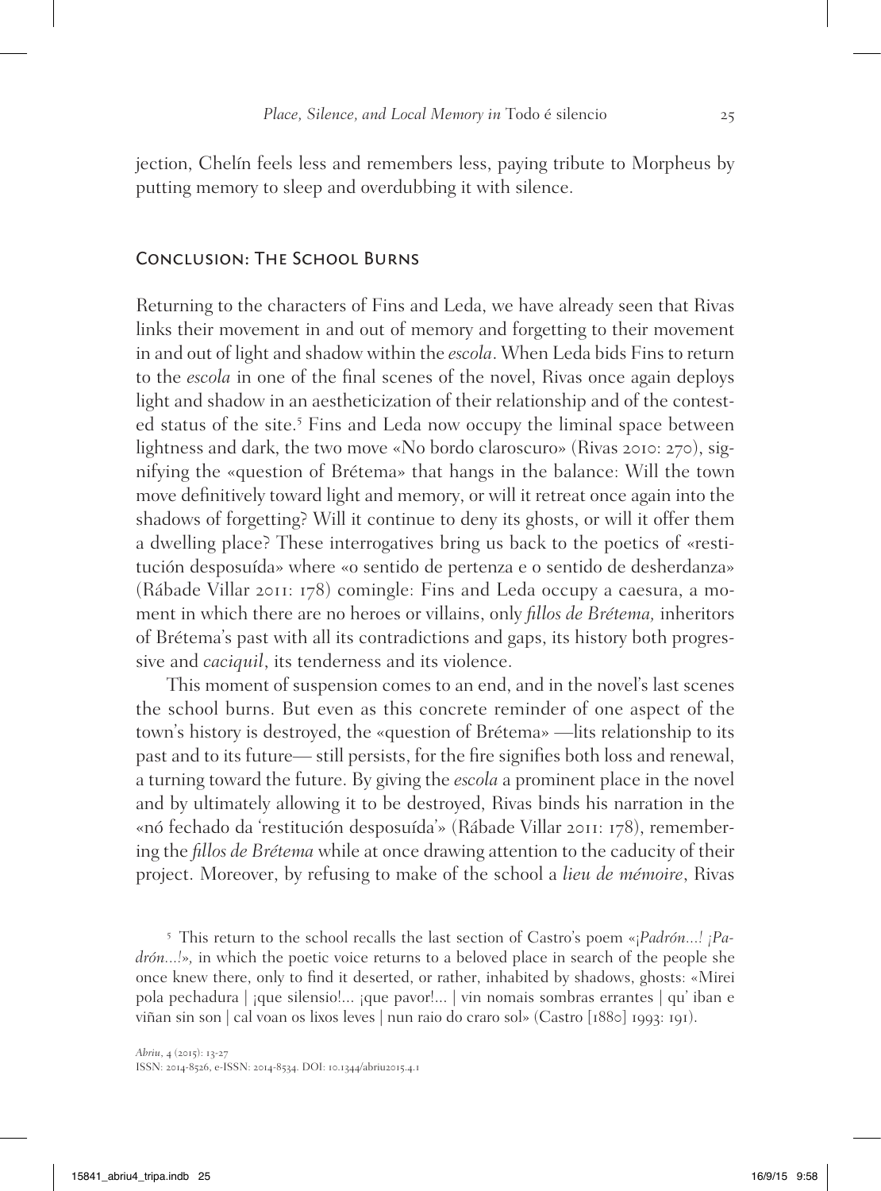jection, Chelín feels less and remembers less, paying tribute to Morpheus by putting memory to sleep and overdubbing it with silence.

## Conclusion: The School Burns

Returning to the characters of Fins and Leda, we have already seen that Rivas links their movement in and out of memory and forgetting to their movement in and out of light and shadow within the *escola*. When Leda bids Fins to return to the *escola* in one of the final scenes of the novel, Rivas once again deploys light and shadow in an aestheticization of their relationship and of the contested status of the site.[5] Fins and Leda now occupy the liminal space between lightness and dark, the two move «No bordo claroscuro» (Rivas 2010: 270), signifying the «question of Brétema» that hangs in the balance: Will the town move definitively toward light and memory, or will it retreat once again into the shadows of forgetting? Will it continue to deny its ghosts, or will it offer them a dwelling place? These interrogatives bring us back to the poetics of «restitución desposuída» where «o sentido de pertenza e o sentido de desherdanza» (Rábade Villar 2011: 178) comingle: Fins and Leda occupy a caesura, a moment in which there are no heroes or villains, only *fillos de Brétema,* inheritors of Brétema's past with all its contradictions and gaps, its history both progressive and *caciquil*, its tenderness and its violence.

This moment of suspension comes to an end, and in the novel's last scenes the school burns. But even as this concrete reminder of one aspect of the town's history is destroyed, the «question of Brétema» —its relationship to its past and to its future— still persists, for the fire signifies both loss and renewal, a turning toward the future. By giving the *escola* a prominent place in the novel and by ultimately allowing it to be destroyed, Rivas binds his narration in the «nó fechado da 'restitución desposuída'» (Rábade Villar 2011: 178), remembering the *fillos de Brétema* while at once drawing attention to the caducity of their project. Moreover, by refusing to make of the school a *lieu de mémoire*, Rivas

[5] This return to the school recalls the last section of Castro's poem «*¡Padrón...! ¡Padrón...!*», in which the poetic voice returns to a beloved place in search of the people she once knew there, only to find it deserted, or rather, inhabited by shadows, ghosts: «Mirei pola pechadura | ¡que silensio!... ¡que pavor!... | vin nomais sombras errantes | qu' iban e viñan sin son | cal voan os lixos leves | nun raio do craro sol» (Castro [1880] 1993: 191).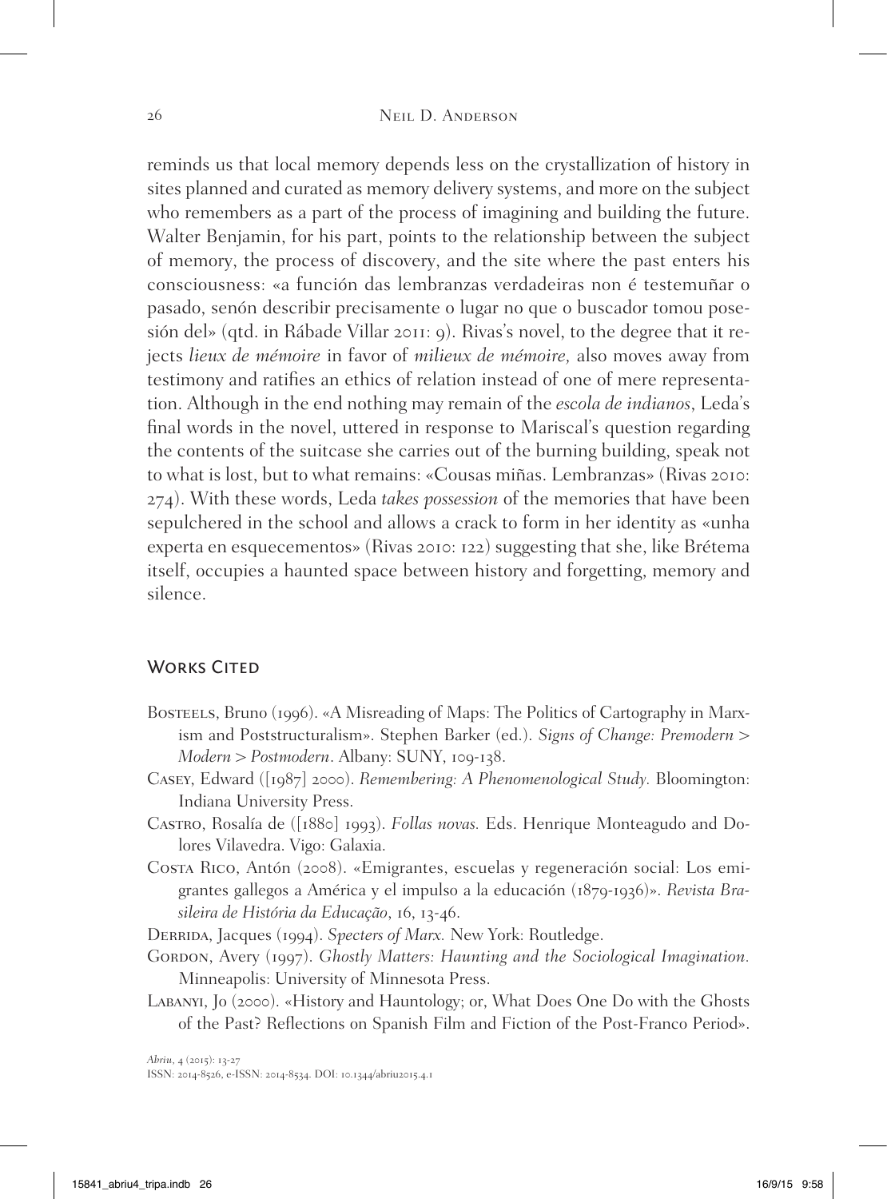reminds us that local memory depends less on the crystallization of history in sites planned and curated as memory delivery systems, and more on the subject who remembers as a part of the process of imagining and building the future. Walter Benjamin, for his part, points to the relationship between the subject of memory, the process of discovery, and the site where the past enters his consciousness: «a función das lembranzas verdadeiras non é testemuñar o pasado, senón describir precisamente o lugar no que o buscador tomou posesión del» (qtd. in Rábade Villar 2011: 9). Rivas's novel, to the degree that it rejects *lieux de mémoire* in favor of *milieux de mémoire,* also moves away from testimony and ratifies an ethics of relation instead of one of mere representation. Although in the end nothing may remain of the *escola de indianos*, Leda's final words in the novel, uttered in response to Mariscal's question regarding the contents of the suitcase she carries out of the burning building, speak not to what is lost, but to what remains: «Cousas miñas. Lembranzas» (Rivas 2010: 274). With these words, Leda *takes possession* of the memories that have been sepulchered in the school and allows a crack to form in her identity as «unha experta en esquecementos» (Rivas 2010: 122) suggesting that she, like Brétema itself, occupies a haunted space between history and forgetting, memory and silence.

## Works Cited

Bosteels, Bruno (1996). «A Misreading of Maps: The Politics of Cartography in Marxism and Poststructuralism». Stephen Barker (ed.). *Signs of Change: Premodern > Modern > Postmodern*. Albany: SUNY, 109-138.

Casey, Edward ([1987] 2000). *Remembering: A Phenomenological Study.* Bloomington: Indiana University Press.

Castro, Rosalía de ([1880] 1993). *Follas novas.* Eds. Henrique Monteagudo and Dolores Vilavedra. Vigo: Galaxia.

Costa Rico, Antón (2008). «Emigrantes, escuelas y regeneración social: Los emigrantes gallegos a América y el impulso a la educación (1879-1936)». *Revista Brasileira de História da Educação*, 16, 13-46.

Derrida, Jacques (1994). *Specters of Marx.* New York: Routledge.

Gordon, Avery (1997). *Ghostly Matters: Haunting and the Sociological Imagination.* Minneapolis: University of Minnesota Press.

Labanyi, Jo (2000). «History and Hauntology; or, What Does One Do with the Ghosts of the Past? Reflections on Spanish Film and Fiction of the Post-Franco Period».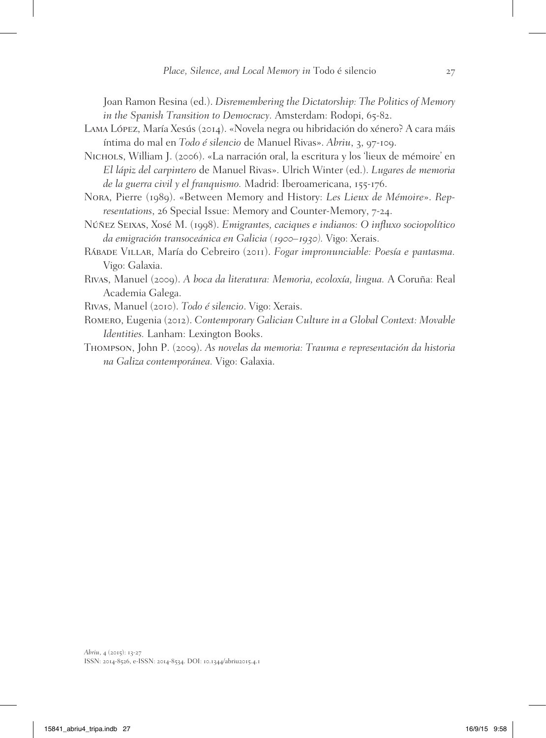Joan Ramon Resina (ed.). *Disremembering the Dictatorship: The Politics of Memory in the Spanish Transition to Democracy.* Amsterdam: Rodopi, 65-82.

Lama López, María Xesús (2014). «Novela negra ou hibridación do xénero? A cara máis íntima do mal en *Todo é silencio* de Manuel Rivas». *Abriu*, 3, 97-109.

Nichols, William J. (2006). «La narración oral, la escritura y los 'lieux de mémoire' en *El lápiz del carpintero* de Manuel Rivas». Ulrich Winter (ed.). *Lugares de memoria de la guerra civil y el franquismo.* Madrid: Iberoamericana, 155-176.

Nora, Pierre (1989). «Between Memory and History: *Les Lieux de Mémoire*». *Representations*, 26 Special Issue: Memory and Counter-Memory, 7-24.

Núñez Seixas, Xosé M. (1998). *Emigrantes, caciques e indianos: O influxo sociopolítico da emigración transoceánica en Galicia (1900–1930).* Vigo: Xerais.

Rábade Villar, María do Cebreiro (2011). *Fogar impronunciable: Poesía e pantasma.* Vigo: Galaxia.

Rivas, Manuel (2009). *A boca da literatura: Memoria, ecoloxía, lingua.* A Coruña: Real Academia Galega.

Rivas, Manuel (2010). *Todo é silencio*. Vigo: Xerais.

Romero, Eugenia (2012). *Contemporary Galician Culture in a Global Context: Movable Identities.* Lanham: Lexington Books.

Thompson, John P. (2009). *As novelas da memoria: Trauma e representación da historia na Galiza contemporánea.* Vigo: Galaxia.